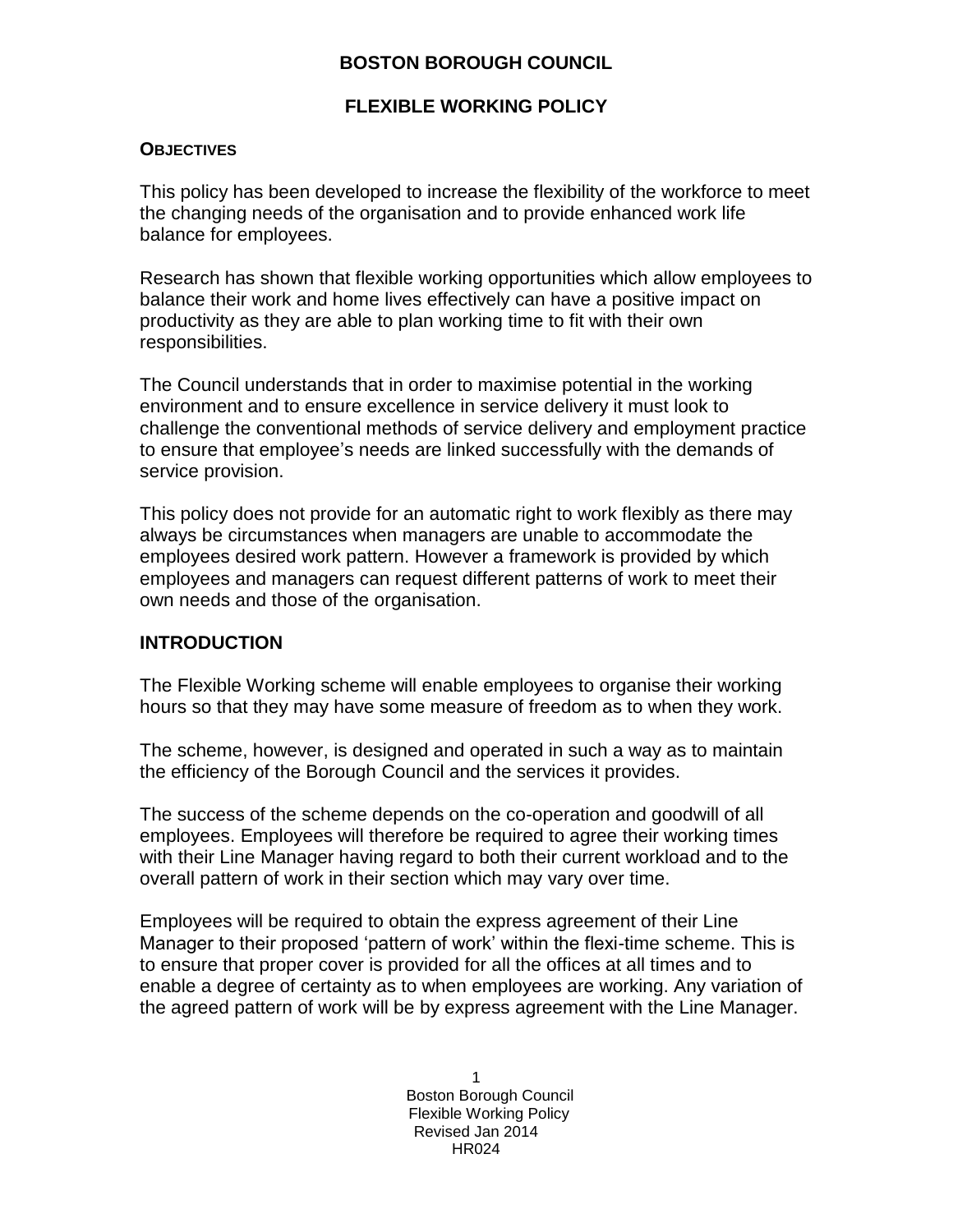# BOSTON BOROUGH COUNCIL

## FLEXIBLE WORKING POLICY

### OBJECTIVES

This policy has been developed to increase the flexibility of the workforce to meet the changing needs of the organisation and to provide enhanced work life balance for employees.

Research has shown that flexible working opportunities which allow employees to balance their work and home lives effectively can have a positive impact on productivity as they are able to plan working time to fit with their own responsibilities.

The Council understands that in order to maximise potential in the working environment and to ensure excellence in service delivery it must look to challenge the conventional methods of service delivery and employment practice to ensure that employee's needs are linked successfully with the demands of service provision.

This policy does not provide for an automatic right to work flexibly as there may always be circumstances when managers are unable to accommodate the employees desired work pattern. However a framework is provided by which employees and managers can request different patterns of work to meet their own needs and those of the organisation.

### INTRODUCTION

The Flexible Working scheme will enable employees to organise their working hours so that they may have some measure of freedom as to when they work.

The scheme, however, is designed and operated in such a way as to maintain the efficiency of the Borough Council and the services it provides.

The success of the scheme depends on the co-operation and goodwill of all employees. Employees will therefore be required to agree their working times with their Line Manager having regard to both their current workload and to the overall pattern of work in their section which may vary over time.

Employees will be required to obtain the express agreement of their Line Manager to their proposed 'pattern of work' within the flexi-time scheme. This is to ensure that proper cover is provided for all the offices at all times and to enable a degree of certainty as to when employees are working. Any variation of the agreed pattern of work will be by express agreement with the Line Manager.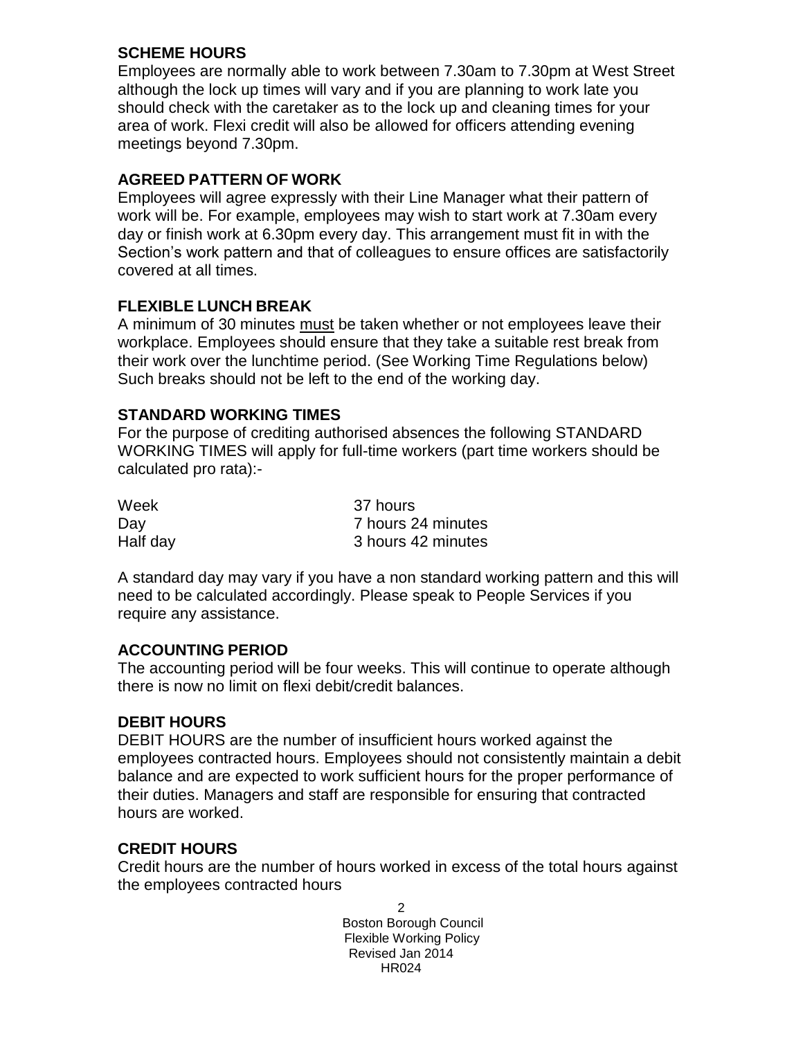## SCHEME HOURS

Employees are normally able to work between 7.30am to 7.30pm at West Street although the lock up times will vary and if you are planning to work late you should check with the caretaker as to the lock up and cleaning times for your area of work. Flexi credit will also be allowed for officers attending evening meetings beyond 7.30pm.

## AGREED PATTERN OF WORK

Employees will agree expressly with their Line Manager what their pattern of work will be. For example, employees may wish to start work at 7.30am every day or finish work at 6.30pm every day. This arrangement must fit in with the Section's work pattern and that of colleagues to ensure offices are satisfactorily covered at all times.

## FLEXIBLE LUNCH BREAK

A minimum of 30 minutes must be taken whether or not employees leave their workplace. Employees should ensure that they take a suitable rest break from their work over the lunchtime period. (See Working Time Regulations below) Such breaks should not be left to the end of the working day.

## STANDARD WORKING TIMES

For the purpose of crediting authorised absences the following STANDARD WORKING TIMES will apply for full-time workers (part time workers should be calculated pro rata):-

| | |
|---|---|
| Week | 37 hours |
| Day | 7 hours 24 minutes |
| Half day | 3 hours 42 minutes |

A standard day may vary if you have a non standard working pattern and this will need to be calculated accordingly. Please speak to People Services if you require any assistance.

## ACCOUNTING PERIOD

The accounting period will be four weeks. This will continue to operate although there is now no limit on flexi debit/credit balances.

## DEBIT HOURS

DEBIT HOURS are the number of insufficient hours worked against the employees contracted hours. Employees should not consistently maintain a debit balance and are expected to work sufficient hours for the proper performance of their duties. Managers and staff are responsible for ensuring that contracted hours are worked.

## CREDIT HOURS

Credit hours are the number of hours worked in excess of the total hours against the employees contracted hours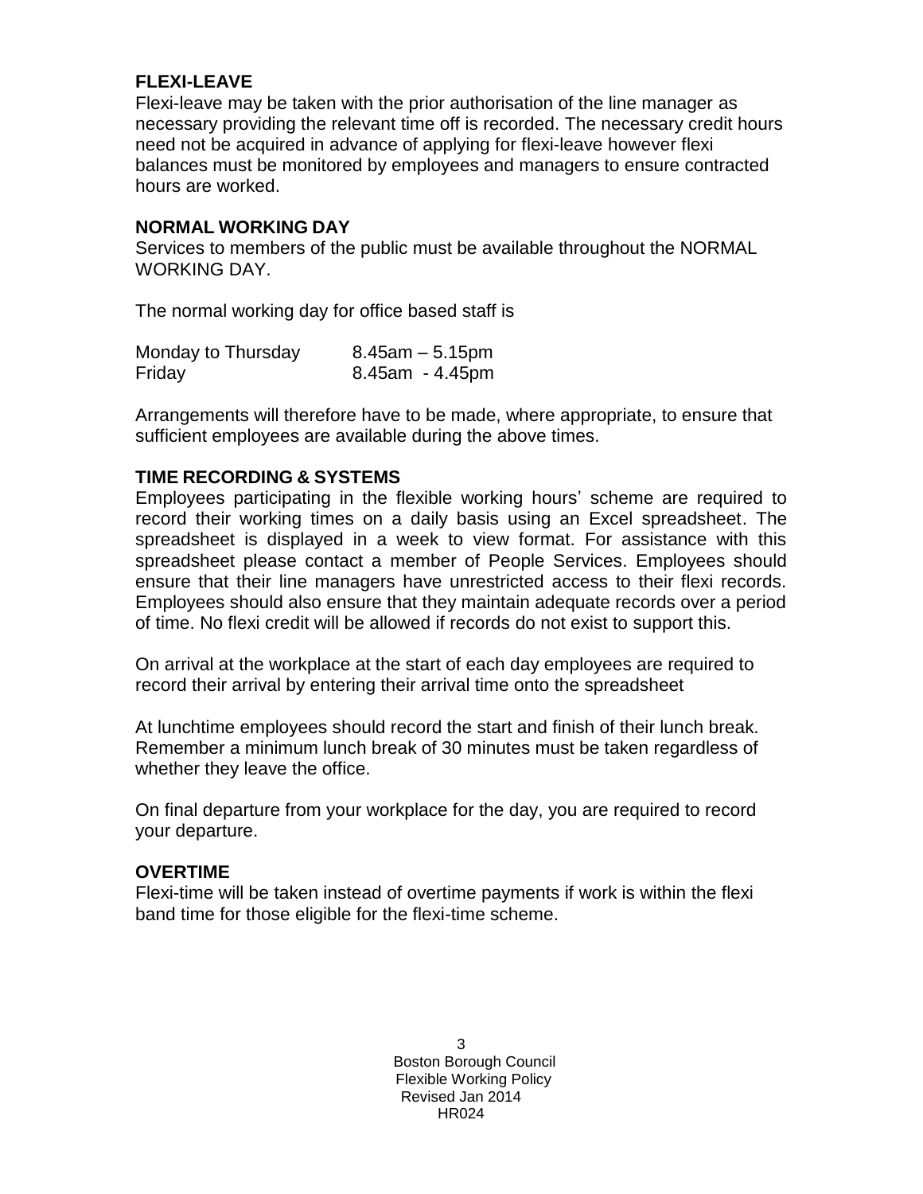**FLEXI-LEAVE**

Flexi-leave may be taken with the prior authorisation of the line manager as necessary providing the relevant time off is recorded. The necessary credit hours need not be acquired in advance of applying for flexi-leave however flexi balances must be monitored by employees and managers to ensure contracted hours are worked.

**NORMAL WORKING DAY**

Services to members of the public must be available throughout the NORMAL WORKING DAY.

The normal working day for office based staff is

| | |
|---|---|
| Monday to Thursday | 8.45am – 5.15pm |
| Friday | 8.45am - 4.45pm |

Arrangements will therefore have to be made, where appropriate, to ensure that sufficient employees are available during the above times.

**TIME RECORDING & SYSTEMS**

Employees participating in the flexible working hours' scheme are required to record their working times on a daily basis using an Excel spreadsheet. The spreadsheet is displayed in a week to view format. For assistance with this spreadsheet please contact a member of People Services. Employees should ensure that their line managers have unrestricted access to their flexi records. Employees should also ensure that they maintain adequate records over a period of time. No flexi credit will be allowed if records do not exist to support this.

On arrival at the workplace at the start of each day employees are required to record their arrival by entering their arrival time onto the spreadsheet

At lunchtime employees should record the start and finish of their lunch break. Remember a minimum lunch break of 30 minutes must be taken regardless of whether they leave the office.

On final departure from your workplace for the day, you are required to record your departure.

**OVERTIME**

Flexi-time will be taken instead of overtime payments if work is within the flexi band time for those eligible for the flexi-time scheme.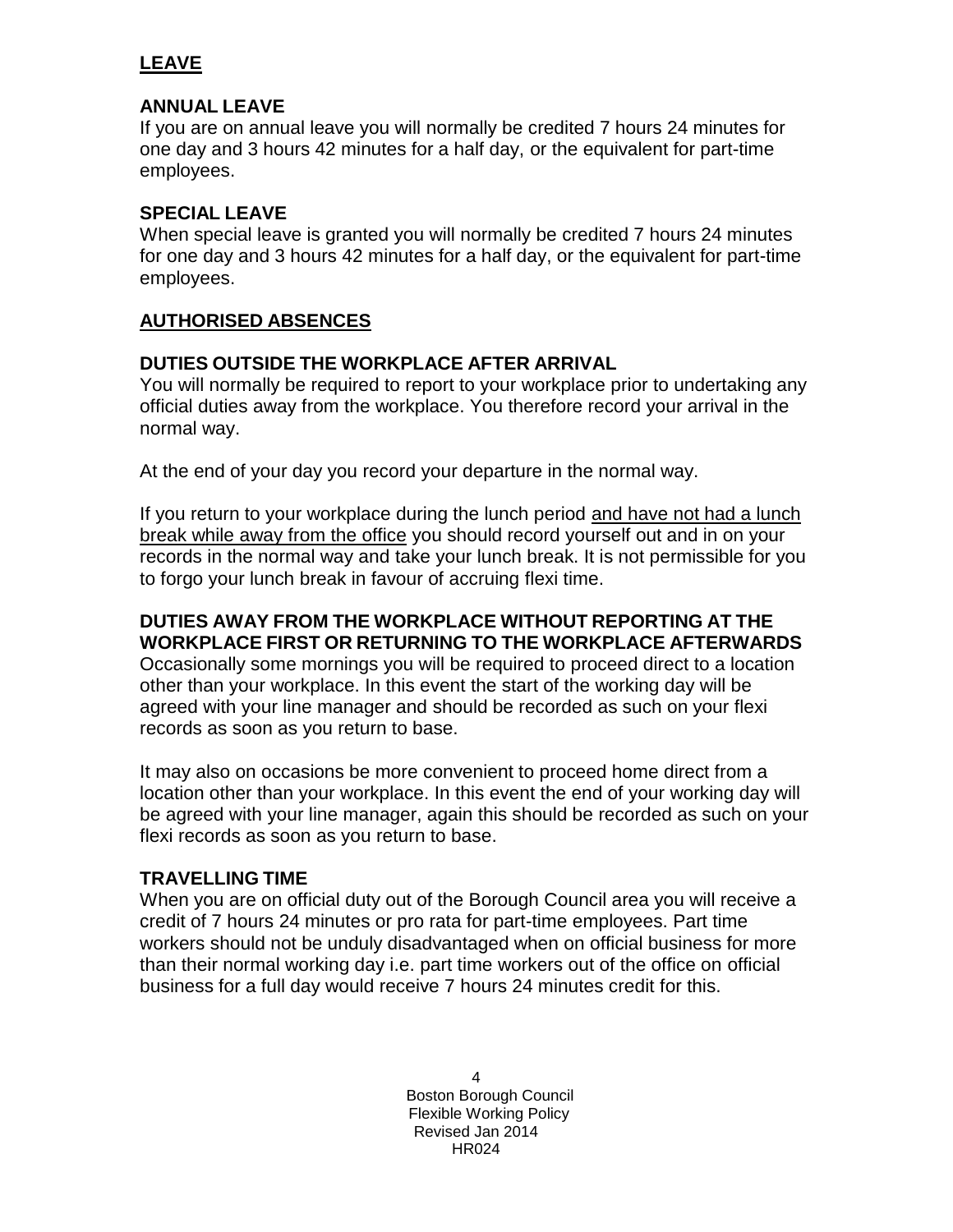## LEAVE

### ANNUAL LEAVE

If you are on annual leave you will normally be credited 7 hours 24 minutes for one day and 3 hours 42 minutes for a half day, or the equivalent for part-time employees.

### SPECIAL LEAVE

When special leave is granted you will normally be credited 7 hours 24 minutes for one day and 3 hours 42 minutes for a half day, or the equivalent for part-time employees.

## AUTHORISED ABSENCES

### DUTIES OUTSIDE THE WORKPLACE AFTER ARRIVAL

You will normally be required to report to your workplace prior to undertaking any official duties away from the workplace. You therefore record your arrival in the normal way.

At the end of your day you record your departure in the normal way.

If you return to your workplace during the lunch period and have not had a lunch break while away from the office you should record yourself out and in on your records in the normal way and take your lunch break. It is not permissible for you to forgo your lunch break in favour of accruing flexi time.

### DUTIES AWAY FROM THE WORKPLACE WITHOUT REPORTING AT THE WORKPLACE FIRST OR RETURNING TO THE WORKPLACE AFTERWARDS

Occasionally some mornings you will be required to proceed direct to a location other than your workplace. In this event the start of the working day will be agreed with your line manager and should be recorded as such on your flexi records as soon as you return to base.

It may also on occasions be more convenient to proceed home direct from a location other than your workplace. In this event the end of your working day will be agreed with your line manager, again this should be recorded as such on your flexi records as soon as you return to base.

### TRAVELLING TIME

When you are on official duty out of the Borough Council area you will receive a credit of 7 hours 24 minutes or pro rata for part-time employees. Part time workers should not be unduly disadvantaged when on official business for more than their normal working day i.e. part time workers out of the office on official business for a full day would receive 7 hours 24 minutes credit for this.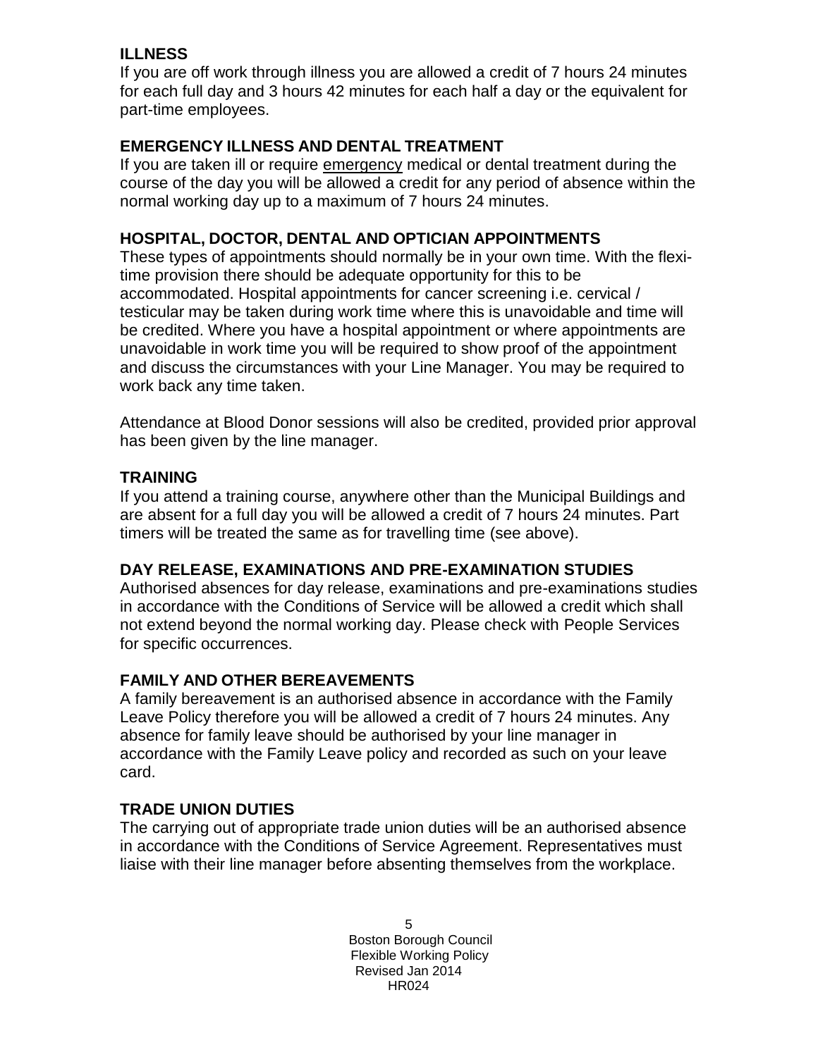## ILLNESS

If you are off work through illness you are allowed a credit of 7 hours 24 minutes for each full day and 3 hours 42 minutes for each half a day or the equivalent for part-time employees.

## EMERGENCY ILLNESS AND DENTAL TREATMENT

If you are taken ill or require emergency medical or dental treatment during the course of the day you will be allowed a credit for any period of absence within the normal working day up to a maximum of 7 hours 24 minutes.

## HOSPITAL, DOCTOR, DENTAL AND OPTICIAN APPOINTMENTS

These types of appointments should normally be in your own time. With the flexi-time provision there should be adequate opportunity for this to be accommodated. Hospital appointments for cancer screening i.e. cervical / testicular may be taken during work time where this is unavoidable and time will be credited. Where you have a hospital appointment or where appointments are unavoidable in work time you will be required to show proof of the appointment and discuss the circumstances with your Line Manager. You may be required to work back any time taken.

Attendance at Blood Donor sessions will also be credited, provided prior approval has been given by the line manager.

## TRAINING

If you attend a training course, anywhere other than the Municipal Buildings and are absent for a full day you will be allowed a credit of 7 hours 24 minutes. Part timers will be treated the same as for travelling time (see above).

## DAY RELEASE, EXAMINATIONS AND PRE-EXAMINATION STUDIES

Authorised absences for day release, examinations and pre-examinations studies in accordance with the Conditions of Service will be allowed a credit which shall not extend beyond the normal working day. Please check with People Services for specific occurrences.

## FAMILY AND OTHER BEREAVEMENTS

A family bereavement is an authorised absence in accordance with the Family Leave Policy therefore you will be allowed a credit of 7 hours 24 minutes. Any absence for family leave should be authorised by your line manager in accordance with the Family Leave policy and recorded as such on your leave card.

## TRADE UNION DUTIES

The carrying out of appropriate trade union duties will be an authorised absence in accordance with the Conditions of Service Agreement. Representatives must liaise with their line manager before absenting themselves from the workplace.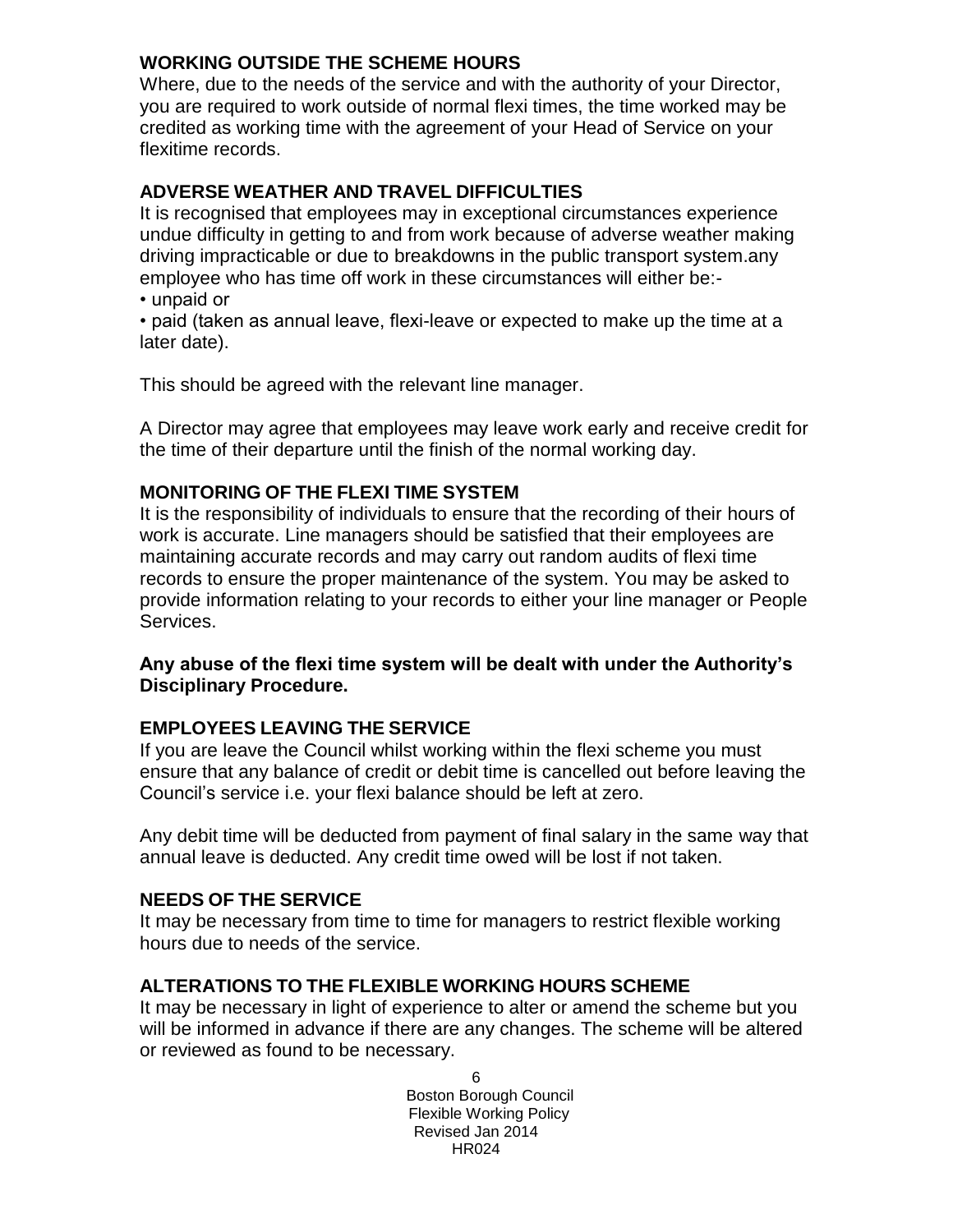## WORKING OUTSIDE THE SCHEME HOURS

Where, due to the needs of the service and with the authority of your Director, you are required to work outside of normal flexi times, the time worked may be credited as working time with the agreement of your Head of Service on your flexitime records.

## ADVERSE WEATHER AND TRAVEL DIFFICULTIES

It is recognised that employees may in exceptional circumstances experience undue difficulty in getting to and from work because of adverse weather making driving impracticable or due to breakdowns in the public transport system.any employee who has time off work in these circumstances will either be:-

- unpaid or
- paid (taken as annual leave, flexi-leave or expected to make up the time at a later date).

This should be agreed with the relevant line manager.

A Director may agree that employees may leave work early and receive credit for the time of their departure until the finish of the normal working day.

## MONITORING OF THE FLEXI TIME SYSTEM

It is the responsibility of individuals to ensure that the recording of their hours of work is accurate. Line managers should be satisfied that their employees are maintaining accurate records and may carry out random audits of flexi time records to ensure the proper maintenance of the system. You may be asked to provide information relating to your records to either your line manager or People Services.

**Any abuse of the flexi time system will be dealt with under the Authority's Disciplinary Procedure.**

## EMPLOYEES LEAVING THE SERVICE

If you are leave the Council whilst working within the flexi scheme you must ensure that any balance of credit or debit time is cancelled out before leaving the Council's service i.e. your flexi balance should be left at zero.

Any debit time will be deducted from payment of final salary in the same way that annual leave is deducted. Any credit time owed will be lost if not taken.

## NEEDS OF THE SERVICE

It may be necessary from time to time for managers to restrict flexible working hours due to needs of the service.

## ALTERATIONS TO THE FLEXIBLE WORKING HOURS SCHEME

It may be necessary in light of experience to alter or amend the scheme but you will be informed in advance if there are any changes. The scheme will be altered or reviewed as found to be necessary.